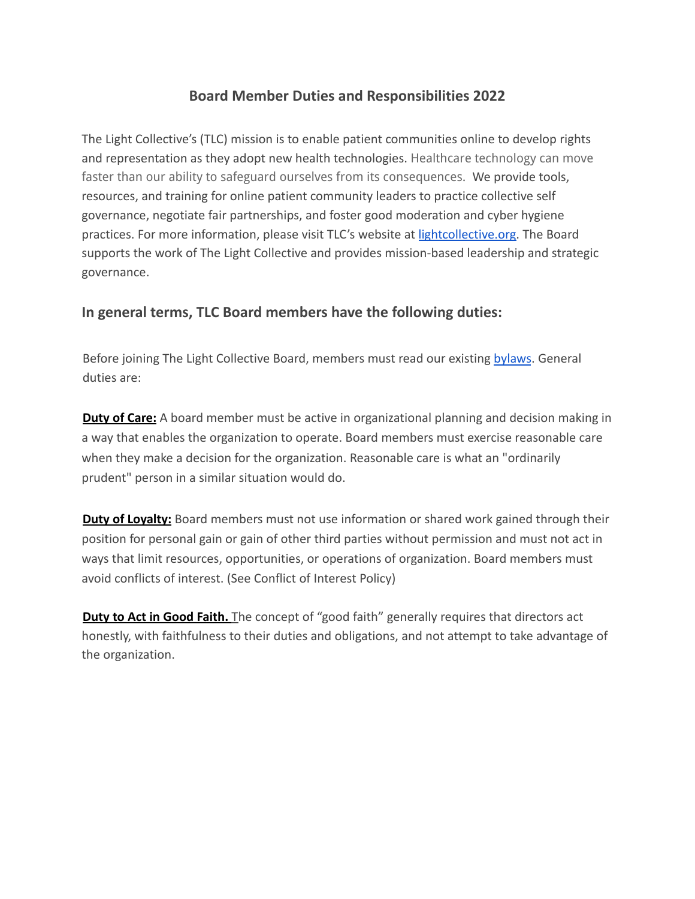# Board Member Duties and Responsibilities 2022

The Light Collective's (TLC) mission is to enable patient communities online to develop rights and representation as they adopt new health technologies. Healthcare technology can move faster than our ability to safeguard ourselves from its consequences. We provide tools, resources, and training for online patient community leaders to practice collective self governance, negotiate fair partnerships, and foster good moderation and cyber hygiene practices. For more information, please visit TLC's website at [lightcollective.org](lightcollective.org). The Board supports the work of The Light Collective and provides mission-based leadership and strategic governance.

## In general terms, TLC Board members have the following duties:

Before joining The Light Collective Board, members must read our existing [bylaws](bylaws). General duties are:

**Duty of Care:** A board member must be active in organizational planning and decision making in a way that enables the organization to operate. Board members must exercise reasonable care when they make a decision for the organization. Reasonable care is what an "ordinarily prudent" person in a similar situation would do.

**Duty of Loyalty:** Board members must not use information or shared work gained through their position for personal gain or gain of other third parties without permission and must not act in ways that limit resources, opportunities, or operations of organization. Board members must avoid conflicts of interest. (See Conflict of Interest Policy)

**Duty to Act in Good Faith.** The concept of "good faith" generally requires that directors act honestly, with faithfulness to their duties and obligations, and not attempt to take advantage of the organization.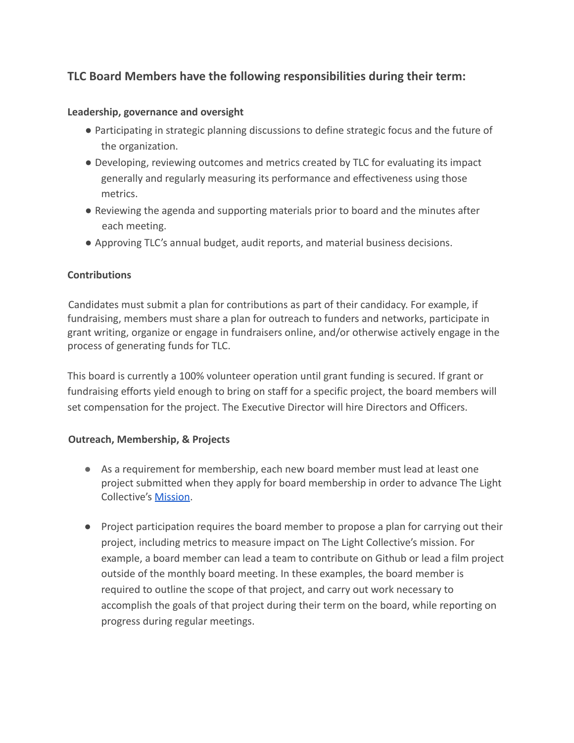## TLC Board Members have the following responsibilities during their term:

**Leadership, governance and oversight**

- Participating in strategic planning discussions to define strategic focus and the future of the organization.
- Developing, reviewing outcomes and metrics created by TLC for evaluating its impact generally and regularly measuring its performance and effectiveness using those metrics.
- Reviewing the agenda and supporting materials prior to board and the minutes after each meeting.
- Approving TLC's annual budget, audit reports, and material business decisions.

**Contributions**

Candidates must submit a plan for contributions as part of their candidacy. For example, if fundraising, members must share a plan for outreach to funders and networks, participate in grant writing, organize or engage in fundraisers online, and/or otherwise actively engage in the process of generating funds for TLC.

This board is currently a 100% volunteer operation until grant funding is secured. If grant or fundraising efforts yield enough to bring on staff for a specific project, the board members will set compensation for the project. The Executive Director will hire Directors and Officers.

**Outreach, Membership, & Projects**

- As a requirement for membership, each new board member must lead at least one project submitted when they apply for board membership in order to advance The Light Collective's Mission.
- Project participation requires the board member to propose a plan for carrying out their project, including metrics to measure impact on The Light Collective's mission. For example, a board member can lead a team to contribute on Github or lead a film project outside of the monthly board meeting. In these examples, the board member is required to outline the scope of that project, and carry out work necessary to accomplish the goals of that project during their term on the board, while reporting on progress during regular meetings.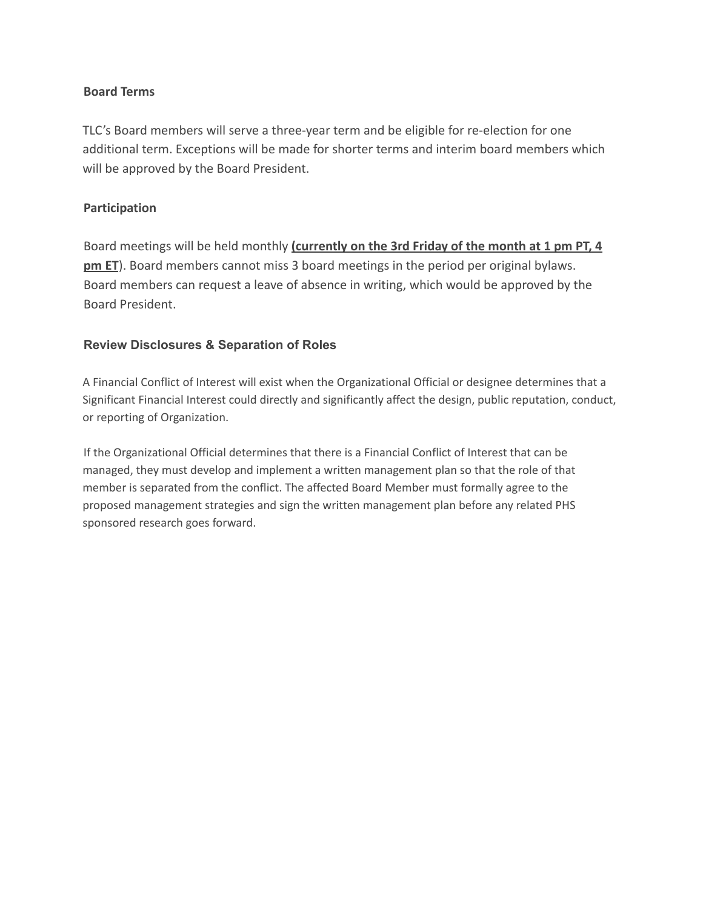### Board Terms

TLC's Board members will serve a three-year term and be eligible for re-election for one additional term. Exceptions will be made for shorter terms and interim board members which will be approved by the Board President.

### Participation

Board meetings will be held monthly **(currently on the 3rd Friday of the month at 1 pm PT, 4 pm ET**). Board members cannot miss 3 board meetings in the period per original bylaws. Board members can request a leave of absence in writing, which would be approved by the Board President.

### Review Disclosures & Separation of Roles

A Financial Conflict of Interest will exist when the Organizational Official or designee determines that a Significant Financial Interest could directly and significantly affect the design, public reputation, conduct, or reporting of Organization.

If the Organizational Official determines that there is a Financial Conflict of Interest that can be managed, they must develop and implement a written management plan so that the role of that member is separated from the conflict. The affected Board Member must formally agree to the proposed management strategies and sign the written management plan before any related PHS sponsored research goes forward.